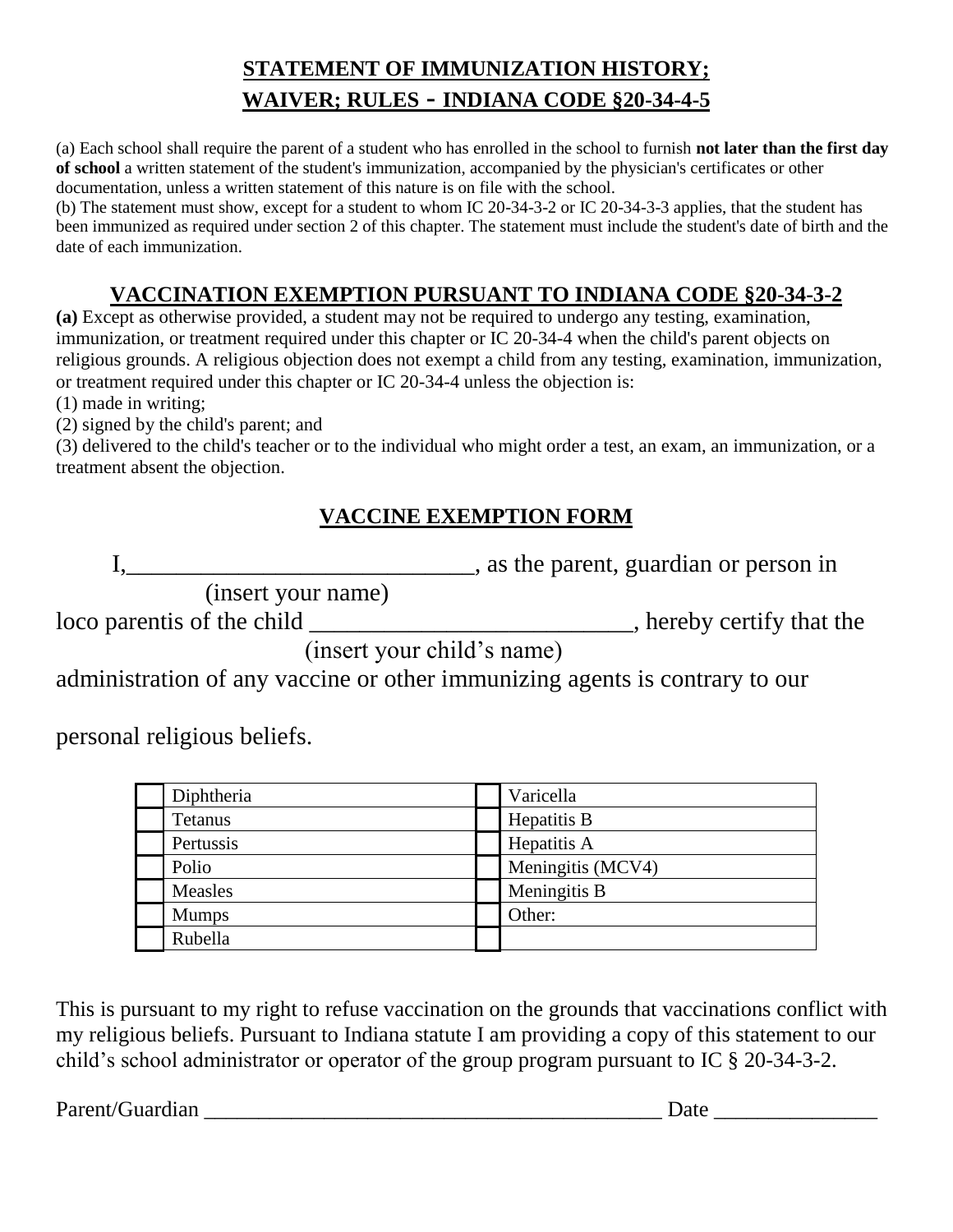## STATEMENT OF IMMUNIZATION HISTORY; WAIVER; RULES - INDIANA CODE §20-34-4-5

(a) Each school shall require the parent of a student who has enrolled in the school to furnish **not later than the first day of school** a written statement of the student's immunization, accompanied by the physician's certificates or other documentation, unless a written statement of this nature is on file with the school.
(b) The statement must show, except for a student to whom IC 20-34-3-2 or IC 20-34-3-3 applies, that the student has been immunized as required under section 2 of this chapter. The statement must include the student's date of birth and the date of each immunization.

## VACCINATION EXEMPTION PURSUANT TO INDIANA CODE §20-34-3-2

**(a)** Except as otherwise provided, a student may not be required to undergo any testing, examination, immunization, or treatment required under this chapter or IC 20-34-4 when the child's parent objects on religious grounds. A religious objection does not exempt a child from any testing, examination, immunization, or treatment required under this chapter or IC 20-34-4 unless the objection is:
(1) made in writing;
(2) signed by the child's parent; and
(3) delivered to the child's teacher or to the individual who might order a test, an exam, an immunization, or a treatment absent the objection.

## VACCINE EXEMPTION FORM

I,_____________________________, as the parent, guardian or person in
(insert your name)
loco parentis of the child ___________________________, hereby certify that the
(insert your child's name)
administration of any vaccine or other immunizing agents is contrary to our personal religious beliefs.

| | | | |
|---|---|---|---|
| | Diphtheria | | Varicella |
| | Tetanus | | Hepatitis B |
| | Pertussis | | Hepatitis A |
| | Polio | | Meningitis (MCV4) |
| | Measles | | Meningitis B |
| | Mumps | | Other: |
| | Rubella | | |

This is pursuant to my right to refuse vaccination on the grounds that vaccinations conflict with my religious beliefs. Pursuant to Indiana statute I am providing a copy of this statement to our child's school administrator or operator of the group program pursuant to IC § 20-34-3-2.

Parent/Guardian ____________________________________________ Date _______________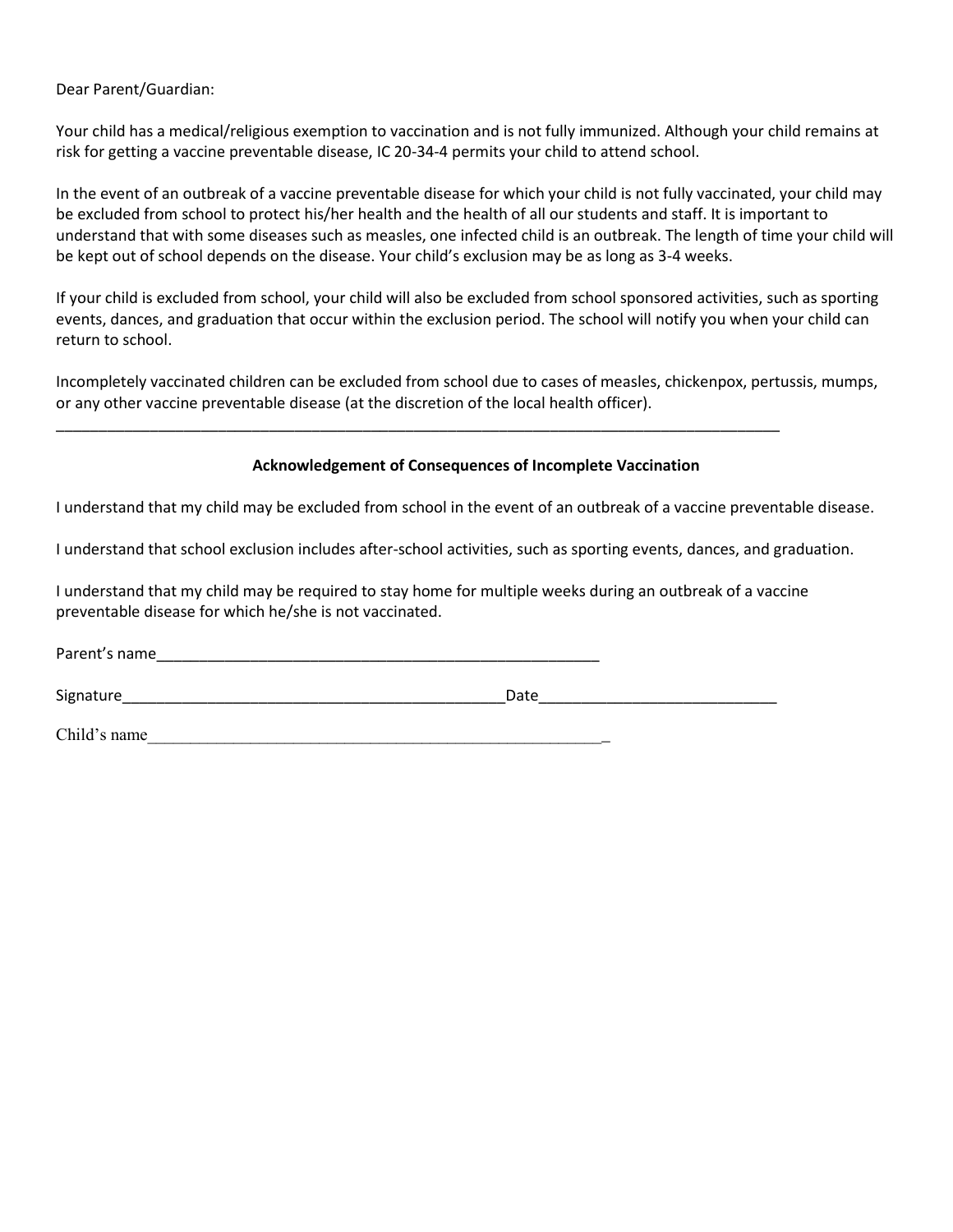Dear Parent/Guardian:

Your child has a medical/religious exemption to vaccination and is not fully immunized. Although your child remains at risk for getting a vaccine preventable disease, IC 20-34-4 permits your child to attend school.

In the event of an outbreak of a vaccine preventable disease for which your child is not fully vaccinated, your child may be excluded from school to protect his/her health and the health of all our students and staff. It is important to understand that with some diseases such as measles, one infected child is an outbreak. The length of time your child will be kept out of school depends on the disease. Your child's exclusion may be as long as 3-4 weeks.

If your child is excluded from school, your child will also be excluded from school sponsored activities, such as sporting events, dances, and graduation that occur within the exclusion period. The school will notify you when your child can return to school.

Incompletely vaccinated children can be excluded from school due to cases of measles, chickenpox, pertussis, mumps, or any other vaccine preventable disease (at the discretion of the local health officer).

---

**Acknowledgement of Consequences of Incomplete Vaccination**

I understand that my child may be excluded from school in the event of an outbreak of a vaccine preventable disease.

I understand that school exclusion includes after-school activities, such as sporting events, dances, and graduation.

I understand that my child may be required to stay home for multiple weeks during an outbreak of a vaccine preventable disease for which he/she is not vaccinated.

Parent's name_______________________________________________________

Signature_______________________________________________Date____________________________

Child's name________________________________________________________